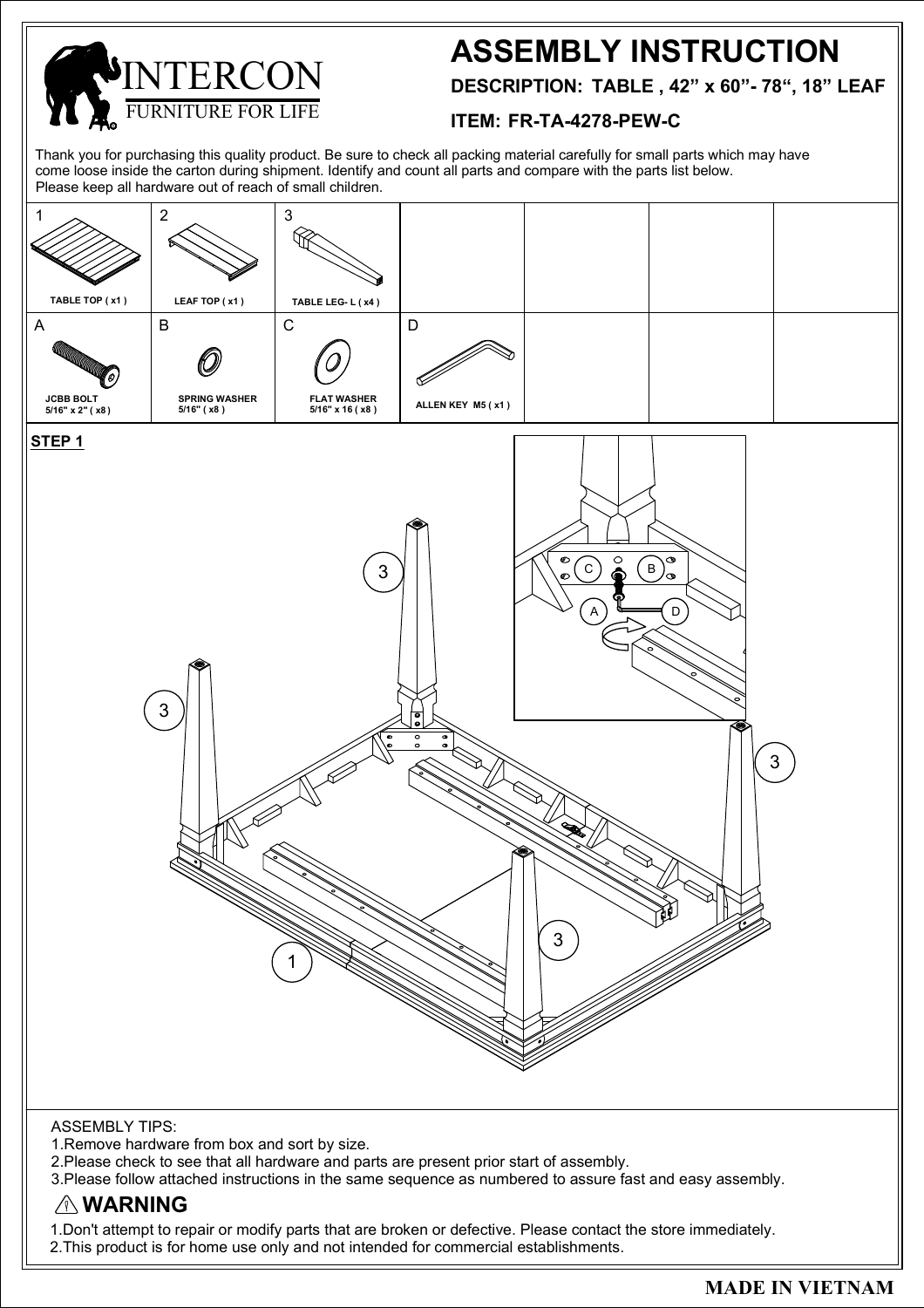INTERCON
FURNITURE FOR LIFE

# ASSEMBLY INSTRUCTION

**DESCRIPTION: TABLE , 42" x 60"- 78", 18" LEAF**

**ITEM: FR-TA-4278-PEW-C**

Thank you for purchasing this quality product. Be sure to check all packing material carefully for small parts which may have come loose inside the carton during shipment. Identify and count all parts and compare with the parts list below.
Please keep all hardware out of reach of small children.

| 1 | 2 | 3 | | | | |
|---|---|---|---|---|---|---|
| TABLE TOP ( x1 ) | LEAF TOP ( x1 ) | TABLE LEG- L ( x4 ) | | | | |
| **A** | **B** | **C** | **D** | | | |
| JCBB BOLT 5/16" x 2" ( x8 ) | SPRING WASHER 5/16" ( x8 ) | FLAT WASHER 5/16" x 16 ( x8 ) | ALLEN KEY M5 ( x1 ) | | | |

**STEP 1**

ASSEMBLY TIPS:
1. Remove hardware from box and sort by size.
2. Please check to see that all hardware and parts are present prior start of assembly.
3. Please follow attached instructions in the same sequence as numbered to assure fast and easy assembly.

## WARNING

1. Don't attempt to repair or modify parts that are broken or defective. Please contact the store immediately.
2. This product is for home use only and not intended for commercial establishments.

**MADE IN VIETNAM**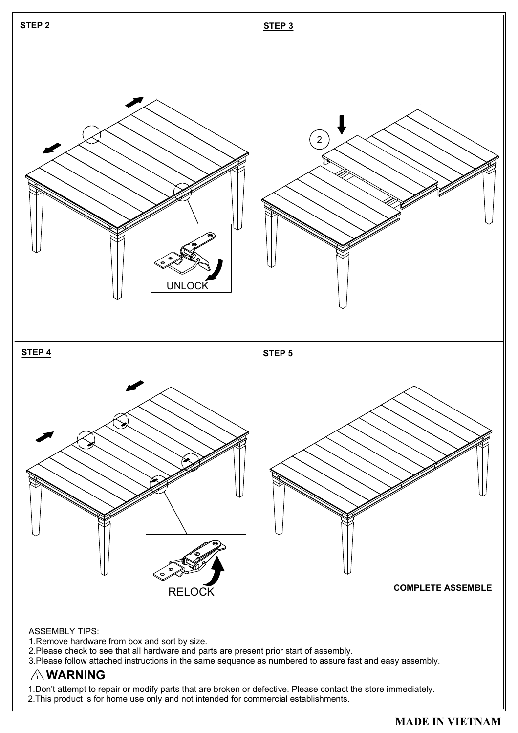**STEP 2**

UNLOCK

**STEP 3**

2

**STEP 4**

RELOCK

**STEP 5**

**COMPLETE ASSEMBLE**

ASSEMBLY TIPS:

1. Remove hardware from box and sort by size.
2. Please check to see that all hardware and parts are present prior start of assembly.
3. Please follow attached instructions in the same sequence as numbered to assure fast and easy assembly.

**⚠ WARNING**

1. Don't attempt to repair or modify parts that are broken or defective. Please contact the store immediately.
2. This product is for home use only and not intended for commercial establishments.

**MADE IN VIETNAM**